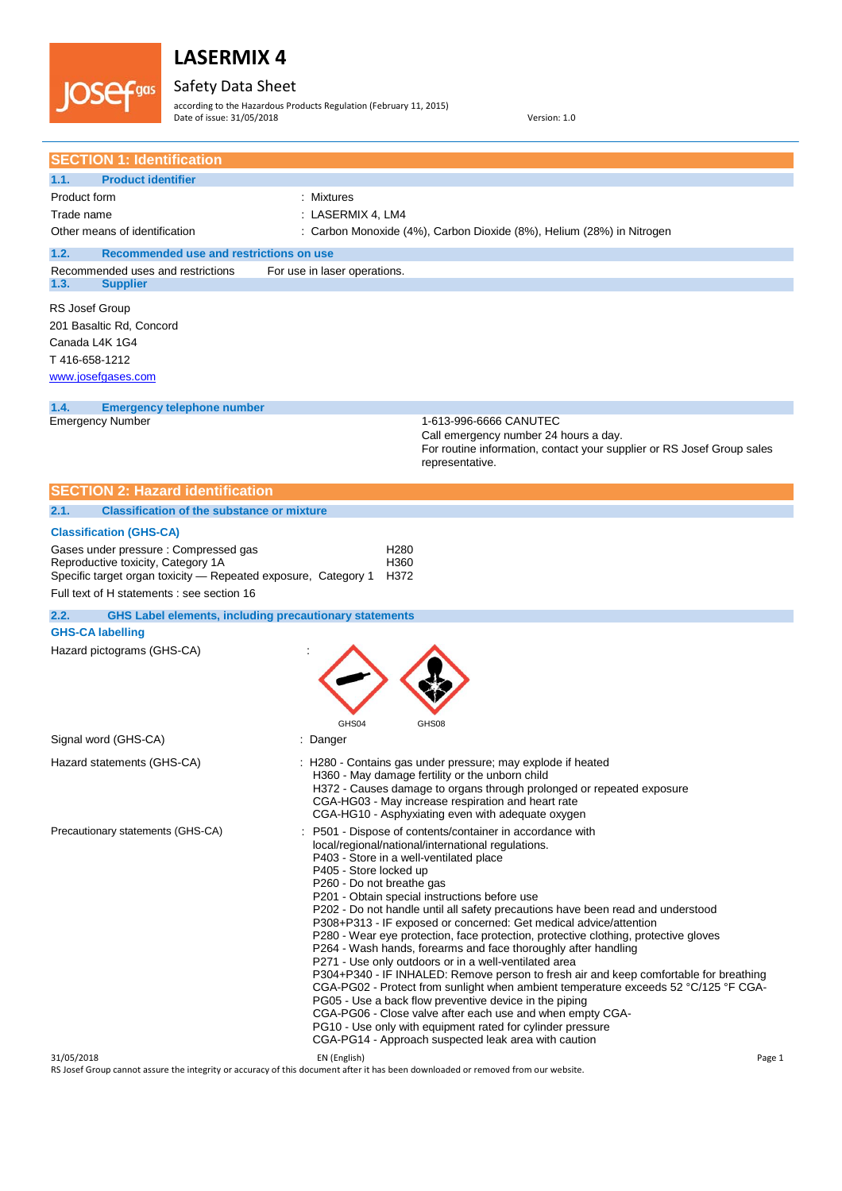# LASERMIX 4

## Safety Data Sheet

according to the Hazardous Products Regulation (February 11, 2015)
Date of issue: 31/05/2018 Version: 1.0

## SECTION 1: Identification

### 1.1. Product identifier

Product form : Mixtures

Trade name : LASERMIX 4, LM4

Other means of identification : Carbon Monoxide (4%), Carbon Dioxide (8%), Helium (28%) in Nitrogen

### 1.2. Recommended use and restrictions on use

Recommended uses and restrictions For use in laser operations.

### 1.3. Supplier

RS Josef Group
201 Basaltic Rd, Concord
Canada L4K 1G4
T 416-658-1212
www.josefgases.com

### 1.4. Emergency telephone number

Emergency Number 1-613-996-6666 CANUTEC
Call emergency number 24 hours a day.
For routine information, contact your supplier or RS Josef Group sales representative.

## SECTION 2: Hazard identification

### 2.1. Classification of the substance or mixture

**Classification (GHS-CA)**

| | |
|---|---|
| Gases under pressure : Compressed gas | H280 |
| Reproductive toxicity, Category 1A | H360 |
| Specific target organ toxicity — Repeated exposure, Category 1 | H372 |

Full text of H statements : see section 16

### 2.2. GHS Label elements, including precautionary statements

**GHS-CA labelling**

Hazard pictograms (GHS-CA) :

GHS04 GHS08

Signal word (GHS-CA) : Danger

Hazard statements (GHS-CA) :
H280 - Contains gas under pressure; may explode if heated
H360 - May damage fertility or the unborn child
H372 - Causes damage to organs through prolonged or repeated exposure
CGA-HG03 - May increase respiration and heart rate
CGA-HG10 - Asphyxiating even with adequate oxygen

Precautionary statements (GHS-CA) :
P501 - Dispose of contents/container in accordance with local/regional/national/international regulations.
P403 - Store in a well-ventilated place
P405 - Store locked up
P260 - Do not breathe gas
P201 - Obtain special instructions before use
P202 - Do not handle until all safety precautions have been read and understood
P308+P313 - IF exposed or concerned: Get medical advice/attention
P280 - Wear eye protection, face protection, protective clothing, protective gloves
P264 - Wash hands, forearms and face thoroughly after handling
P271 - Use only outdoors or in a well-ventilated area
P304+P340 - IF INHALED: Remove person to fresh air and keep comfortable for breathing
CGA-PG02 - Protect from sunlight when ambient temperature exceeds 52 °C/125 °F CGA-PG05 - Use a back flow preventive device in the piping
CGA-PG06 - Close valve after each use and when empty CGA-PG10 - Use only with equipment rated for cylinder pressure
CGA-PG14 - Approach suspected leak area with caution

RS Josef Group cannot assure the integrity or accuracy of this document after it has been downloaded or removed from our website.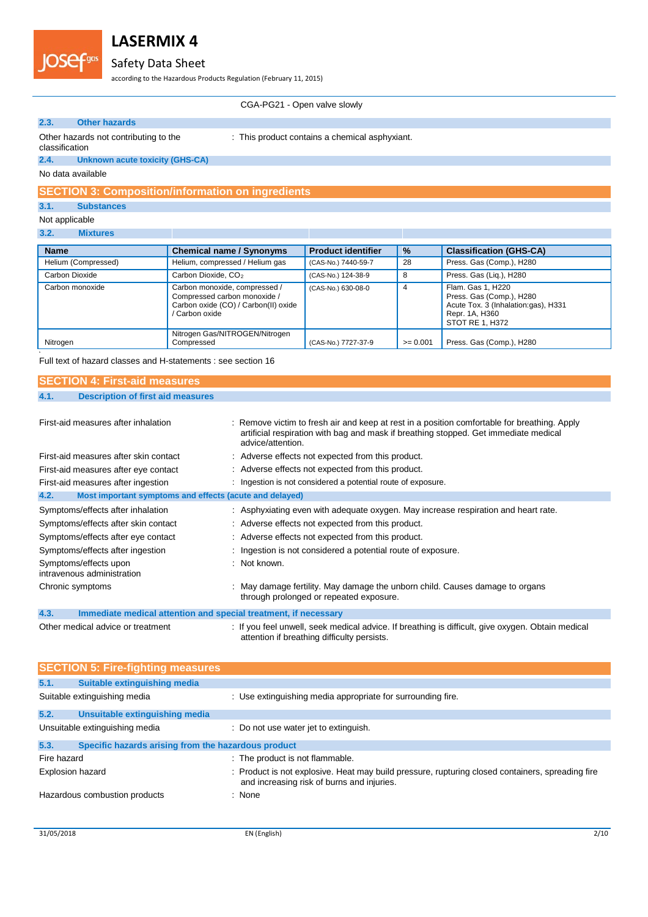CGA-PG21 - Open valve slowly

### 2.3. Other hazards

Other hazards not contributing to the classification : This product contains a chemical asphyxiant.

### 2.4. Unknown acute toxicity (GHS-CA)

No data available

## SECTION 3: Composition/information on ingredients

### 3.1. Substances

Not applicable

### 3.2. Mixtures

| Name | Chemical name / Synonyms | Product identifier | % | Classification (GHS-CA) |
|---|---|---|---|---|
| Helium (Compressed) | Helium, compressed / Helium gas | (CAS-No.) 7440-59-7 | 28 | Press. Gas (Comp.), H280 |
| Carbon Dioxide | Carbon Dioxide, $CO_2$ | (CAS-No.) 124-38-9 | 8 | Press. Gas (Liq.), H280 |
| Carbon monoxide | Carbon monoxide, compressed / Compressed carbon monoxide / Carbon oxide (CO) / Carbon(II) oxide / Carbon oxide | (CAS-No.) 630-08-0 | 4 | Flam. Gas 1, H220<br>Press. Gas (Comp.), H280<br>Acute Tox. 3 (Inhalation:gas), H331<br>Repr. 1A, H360<br>STOT RE 1, H372 |
| Nitrogen | Nitrogen Gas/NITROGEN/Nitrogen Compressed | (CAS-No.) 7727-37-9 | >= 0.001 | Press. Gas (Comp.), H280 |

Full text of hazard classes and H-statements : see section 16

## SECTION 4: First-aid measures

### 4.1. Description of first aid measures

First-aid measures after inhalation : Remove victim to fresh air and keep at rest in a position comfortable for breathing. Apply artificial respiration with bag and mask if breathing stopped. Get immediate medical advice/attention.

First-aid measures after skin contact : Adverse effects not expected from this product.

First-aid measures after eye contact : Adverse effects not expected from this product.

First-aid measures after ingestion : Ingestion is not considered a potential route of exposure.

### 4.2. Most important symptoms and effects (acute and delayed)

Symptoms/effects after inhalation : Asphyxiating even with adequate oxygen. May increase respiration and heart rate.

Symptoms/effects after skin contact : Adverse effects not expected from this product.

Symptoms/effects after eye contact : Adverse effects not expected from this product.

Symptoms/effects after ingestion : Ingestion is not considered a potential route of exposure.

Symptoms/effects upon intravenous administration : Not known.

Chronic symptoms : May damage fertility. May damage the unborn child. Causes damage to organs through prolonged or repeated exposure.

### 4.3. Immediate medical attention and special treatment, if necessary

Other medical advice or treatment : If you feel unwell, seek medical advice. If breathing is difficult, give oxygen. Obtain medical attention if breathing difficulty persists.

## SECTION 5: Fire-fighting measures

### 5.1. Suitable extinguishing media

Suitable extinguishing media : Use extinguishing media appropriate for surrounding fire.

### 5.2. Unsuitable extinguishing media

Unsuitable extinguishing media : Do not use water jet to extinguish.

### 5.3. Specific hazards arising from the hazardous product

Fire hazard : The product is not flammable.

Explosion hazard : Product is not explosive. Heat may build pressure, rupturing closed containers, spreading fire and increasing risk of burns and injuries.

Hazardous combustion products : None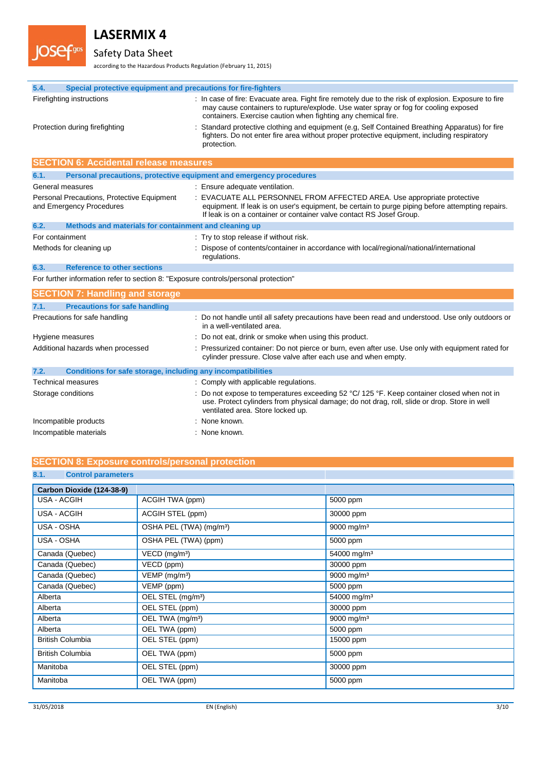### 5.4. Special protective equipment and precautions for fire-fighters

| | |
|---|---|
| Firefighting instructions | : In case of fire: Evacuate area. Fight fire remotely due to the risk of explosion. Exposure to fire may cause containers to rupture/explode. Use water spray or fog for cooling exposed containers. Exercise caution when fighting any chemical fire. |
| Protection during firefighting | : Standard protective clothing and equipment (e.g, Self Contained Breathing Apparatus) for fire fighters. Do not enter fire area without proper protective equipment, including respiratory protection. |

## SECTION 6: Accidental release measures

### 6.1. Personal precautions, protective equipment and emergency procedures

| | |
|---|---|
| General measures | : Ensure adequate ventilation. |
| Personal Precautions, Protective Equipment and Emergency Procedures | : EVACUATE ALL PERSONNEL FROM AFFECTED AREA. Use appropriate protective equipment. If leak is on user's equipment, be certain to purge piping before attempting repairs. If leak is on a container or container valve contact RS Josef Group. |

### 6.2. Methods and materials for containment and cleaning up

| | |
|---|---|
| For containment | : Try to stop release if without risk. |
| Methods for cleaning up | : Dispose of contents/container in accordance with local/regional/national/international regulations. |

### 6.3. Reference to other sections

For further information refer to section 8: "Exposure controls/personal protection"

## SECTION 7: Handling and storage

### 7.1. Precautions for safe handling

| | |
|---|---|
| Precautions for safe handling | : Do not handle until all safety precautions have been read and understood. Use only outdoors or in a well-ventilated area. |
| Hygiene measures | : Do not eat, drink or smoke when using this product. |
| Additional hazards when processed | : Pressurized container: Do not pierce or burn, even after use. Use only with equipment rated for cylinder pressure. Close valve after each use and when empty. |

### 7.2. Conditions for safe storage, including any incompatibilities

| | |
|---|---|
| Technical measures | : Comply with applicable regulations. |
| Storage conditions | : Do not expose to temperatures exceeding 52 °C/ 125 °F. Keep container closed when not in use. Protect cylinders from physical damage; do not drag, roll, slide or drop. Store in well ventilated area. Store locked up. |
| Incompatible products | : None known. |
| Incompatible materials | : None known. |

## SECTION 8: Exposure controls/personal protection

### 8.1. Control parameters

| Carbon Dioxide (124-38-9) | | |
|---|---|---|
| USA - ACGIH | ACGIH TWA (ppm) | 5000 ppm |
| USA - ACGIH | ACGIH STEL (ppm) | 30000 ppm |
| USA - OSHA | OSHA PEL (TWA) (mg/m³) | 9000 mg/m³ |
| USA - OSHA | OSHA PEL (TWA) (ppm) | 5000 ppm |
| Canada (Quebec) | VECD (mg/m³) | 54000 mg/m³ |
| Canada (Quebec) | VECD (ppm) | 30000 ppm |
| Canada (Quebec) | VEMP (mg/m³) | 9000 mg/m³ |
| Canada (Quebec) | VEMP (ppm) | 5000 ppm |
| Alberta | OEL STEL (mg/m³) | 54000 mg/m³ |
| Alberta | OEL STEL (ppm) | 30000 ppm |
| Alberta | OEL TWA (mg/m³) | 9000 mg/m³ |
| Alberta | OEL TWA (ppm) | 5000 ppm |
| British Columbia | OEL STEL (ppm) | 15000 ppm |
| British Columbia | OEL TWA (ppm) | 5000 ppm |
| Manitoba | OEL STEL (ppm) | 30000 ppm |
| Manitoba | OEL TWA (ppm) | 5000 ppm |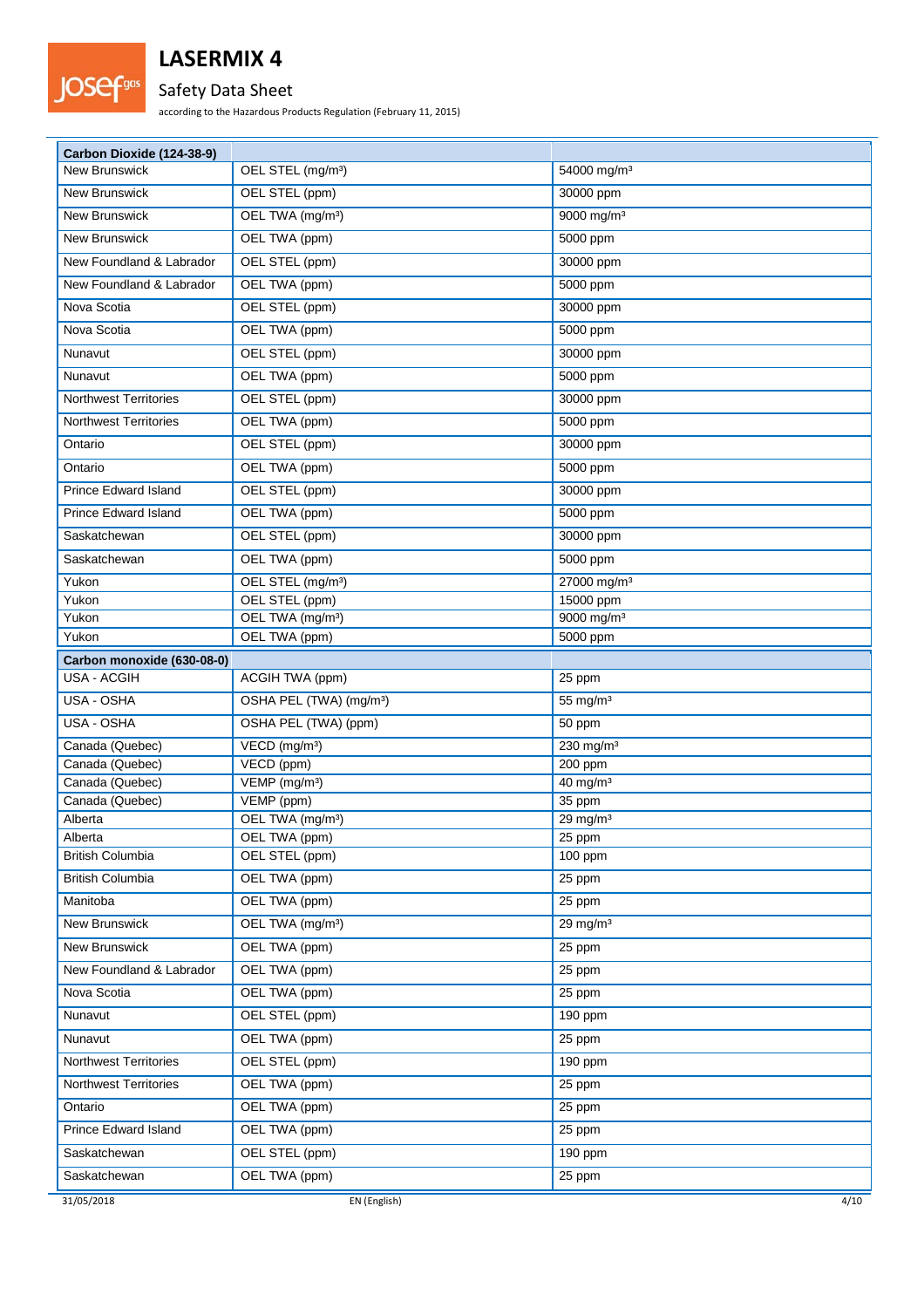| Carbon Dioxide (124-38-9) | | |
|---|---|---|
| New Brunswick | OEL STEL (mg/m³) | 54000 mg/m³ |
| New Brunswick | OEL STEL (ppm) | 30000 ppm |
| New Brunswick | OEL TWA (mg/m³) | 9000 mg/m³ |
| New Brunswick | OEL TWA (ppm) | 5000 ppm |
| New Foundland & Labrador | OEL STEL (ppm) | 30000 ppm |
| New Foundland & Labrador | OEL TWA (ppm) | 5000 ppm |
| Nova Scotia | OEL STEL (ppm) | 30000 ppm |
| Nova Scotia | OEL TWA (ppm) | 5000 ppm |
| Nunavut | OEL STEL (ppm) | 30000 ppm |
| Nunavut | OEL TWA (ppm) | 5000 ppm |
| Northwest Territories | OEL STEL (ppm) | 30000 ppm |
| Northwest Territories | OEL TWA (ppm) | 5000 ppm |
| Ontario | OEL STEL (ppm) | 30000 ppm |
| Ontario | OEL TWA (ppm) | 5000 ppm |
| Prince Edward Island | OEL STEL (ppm) | 30000 ppm |
| Prince Edward Island | OEL TWA (ppm) | 5000 ppm |
| Saskatchewan | OEL STEL (ppm) | 30000 ppm |
| Saskatchewan | OEL TWA (ppm) | 5000 ppm |
| Yukon | OEL STEL (mg/m³) | 27000 mg/m³ |
| Yukon | OEL STEL (ppm) | 15000 ppm |
| Yukon | OEL TWA (mg/m³) | 9000 mg/m³ |
| Yukon | OEL TWA (ppm) | 5000 ppm |

| Carbon monoxide (630-08-0) | | |
|---|---|---|
| USA - ACGIH | ACGIH TWA (ppm) | 25 ppm |
| USA - OSHA | OSHA PEL (TWA) (mg/m³) | 55 mg/m³ |
| USA - OSHA | OSHA PEL (TWA) (ppm) | 50 ppm |
| Canada (Quebec) | VECD (mg/m³) | 230 mg/m³ |
| Canada (Quebec) | VECD (ppm) | 200 ppm |
| Canada (Quebec) | VEMP (mg/m³) | 40 mg/m³ |
| Canada (Quebec) | VEMP (ppm) | 35 ppm |
| Alberta | OEL TWA (mg/m³) | 29 mg/m³ |
| Alberta | OEL TWA (ppm) | 25 ppm |
| British Columbia | OEL STEL (ppm) | 100 ppm |
| British Columbia | OEL TWA (ppm) | 25 ppm |
| Manitoba | OEL TWA (ppm) | 25 ppm |
| New Brunswick | OEL TWA (mg/m³) | 29 mg/m³ |
| New Brunswick | OEL TWA (ppm) | 25 ppm |
| New Foundland & Labrador | OEL TWA (ppm) | 25 ppm |
| Nova Scotia | OEL TWA (ppm) | 25 ppm |
| Nunavut | OEL STEL (ppm) | 190 ppm |
| Nunavut | OEL TWA (ppm) | 25 ppm |
| Northwest Territories | OEL STEL (ppm) | 190 ppm |
| Northwest Territories | OEL TWA (ppm) | 25 ppm |
| Ontario | OEL TWA (ppm) | 25 ppm |
| Prince Edward Island | OEL TWA (ppm) | 25 ppm |
| Saskatchewan | OEL STEL (ppm) | 190 ppm |
| Saskatchewan | OEL TWA (ppm) | 25 ppm |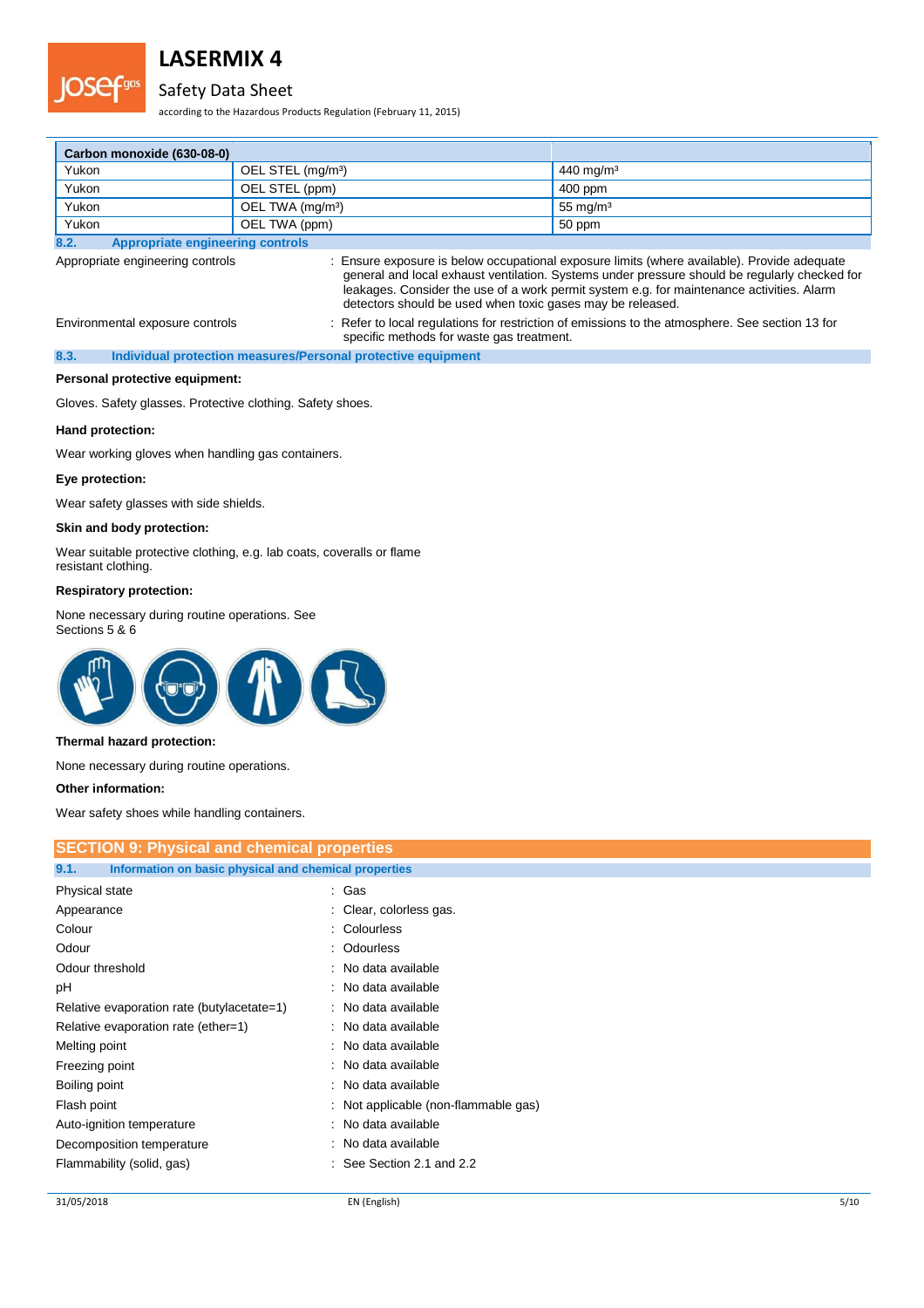| Carbon monoxide (630-08-0) | | |
|---|---|---|
| Yukon | OEL STEL (mg/m³) | 440 mg/m³ |
| Yukon | OEL STEL (ppm) | 400 ppm |
| Yukon | OEL TWA (mg/m³) | 55 mg/m³ |
| Yukon | OEL TWA (ppm) | 50 ppm |

### 8.2. Appropriate engineering controls

Appropriate engineering controls : Ensure exposure is below occupational exposure limits (where available). Provide adequate general and local exhaust ventilation. Systems under pressure should be regularly checked for leakages. Consider the use of a work permit system e.g. for maintenance activities. Alarm detectors should be used when toxic gases may be released.

Environmental exposure controls : Refer to local regulations for restriction of emissions to the atmosphere. See section 13 for specific methods for waste gas treatment.

### 8.3. Individual protection measures/Personal protective equipment

**Personal protective equipment:**

Gloves. Safety glasses. Protective clothing. Safety shoes.

**Hand protection:**

Wear working gloves when handling gas containers.

**Eye protection:**

Wear safety glasses with side shields.

**Skin and body protection:**

Wear suitable protective clothing, e.g. lab coats, coveralls or flame resistant clothing.

**Respiratory protection:**

None necessary during routine operations. See Sections 5 & 6

**Thermal hazard protection:**

None necessary during routine operations.

**Other information:**

Wear safety shoes while handling containers.

## SECTION 9: Physical and chemical properties

### 9.1. Information on basic physical and chemical properties

| | |
|---|---|
| Physical state | : Gas |
| Appearance | : Clear, colorless gas. |
| Colour | : Colourless |
| Odour | : Odourless |
| Odour threshold | : No data available |
| pH | : No data available |
| Relative evaporation rate (butylacetate=1) | : No data available |
| Relative evaporation rate (ether=1) | : No data available |
| Melting point | : No data available |
| Freezing point | : No data available |
| Boiling point | : No data available |
| Flash point | : Not applicable (non-flammable gas) |
| Auto-ignition temperature | : No data available |
| Decomposition temperature | : No data available |
| Flammability (solid, gas) | : See Section 2.1 and 2.2 |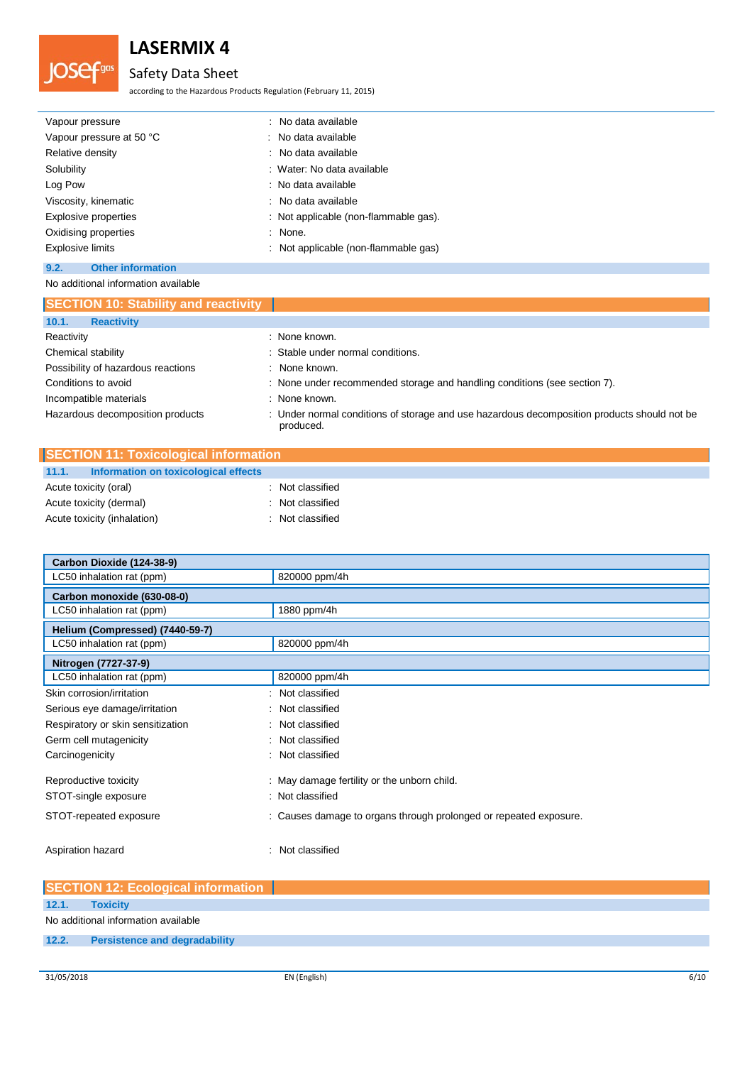| | |
|---|---|
| Vapour pressure | : No data available |
| Vapour pressure at 50 °C | : No data available |
| Relative density | : No data available |
| Solubility | : Water: No data available |
| Log Pow | : No data available |
| Viscosity, kinematic | : No data available |
| Explosive properties | : Not applicable (non-flammable gas). |
| Oxidising properties | : None. |
| Explosive limits | : Not applicable (non-flammable gas) |

### 9.2. Other information

No additional information available

## SECTION 10: Stability and reactivity

### 10.1. Reactivity

| | |
|---|---|
| Reactivity | : None known. |
| Chemical stability | : Stable under normal conditions. |
| Possibility of hazardous reactions | : None known. |
| Conditions to avoid | : None under recommended storage and handling conditions (see section 7). |
| Incompatible materials | : None known. |
| Hazardous decomposition products | : Under normal conditions of storage and use hazardous decomposition products should not be produced. |

## SECTION 11: Toxicological information

### 11.1. Information on toxicological effects

| | |
|---|---|
| Acute toxicity (oral) | : Not classified |
| Acute toxicity (dermal) | : Not classified |
| Acute toxicity (inhalation) | : Not classified |

| Carbon Dioxide (124-38-9) | |
|---|---|
| LC50 inhalation rat (ppm) | 820000 ppm/4h |
| **Carbon monoxide (630-08-0)** | |
| LC50 inhalation rat (ppm) | 1880 ppm/4h |
| **Helium (Compressed) (7440-59-7)** | |
| LC50 inhalation rat (ppm) | 820000 ppm/4h |
| **Nitrogen (7727-37-9)** | |
| LC50 inhalation rat (ppm) | 820000 ppm/4h |

| | |
|---|---|
| Skin corrosion/irritation | : Not classified |
| Serious eye damage/irritation | : Not classified |
| Respiratory or skin sensitization | : Not classified |
| Germ cell mutagenicity | : Not classified |
| Carcinogenicity | : Not classified |
| Reproductive toxicity | : May damage fertility or the unborn child. |
| STOT-single exposure | : Not classified |
| STOT-repeated exposure | : Causes damage to organs through prolonged or repeated exposure. |
| Aspiration hazard | : Not classified |

## SECTION 12: Ecological information

### 12.1. Toxicity

No additional information available

### 12.2. Persistence and degradability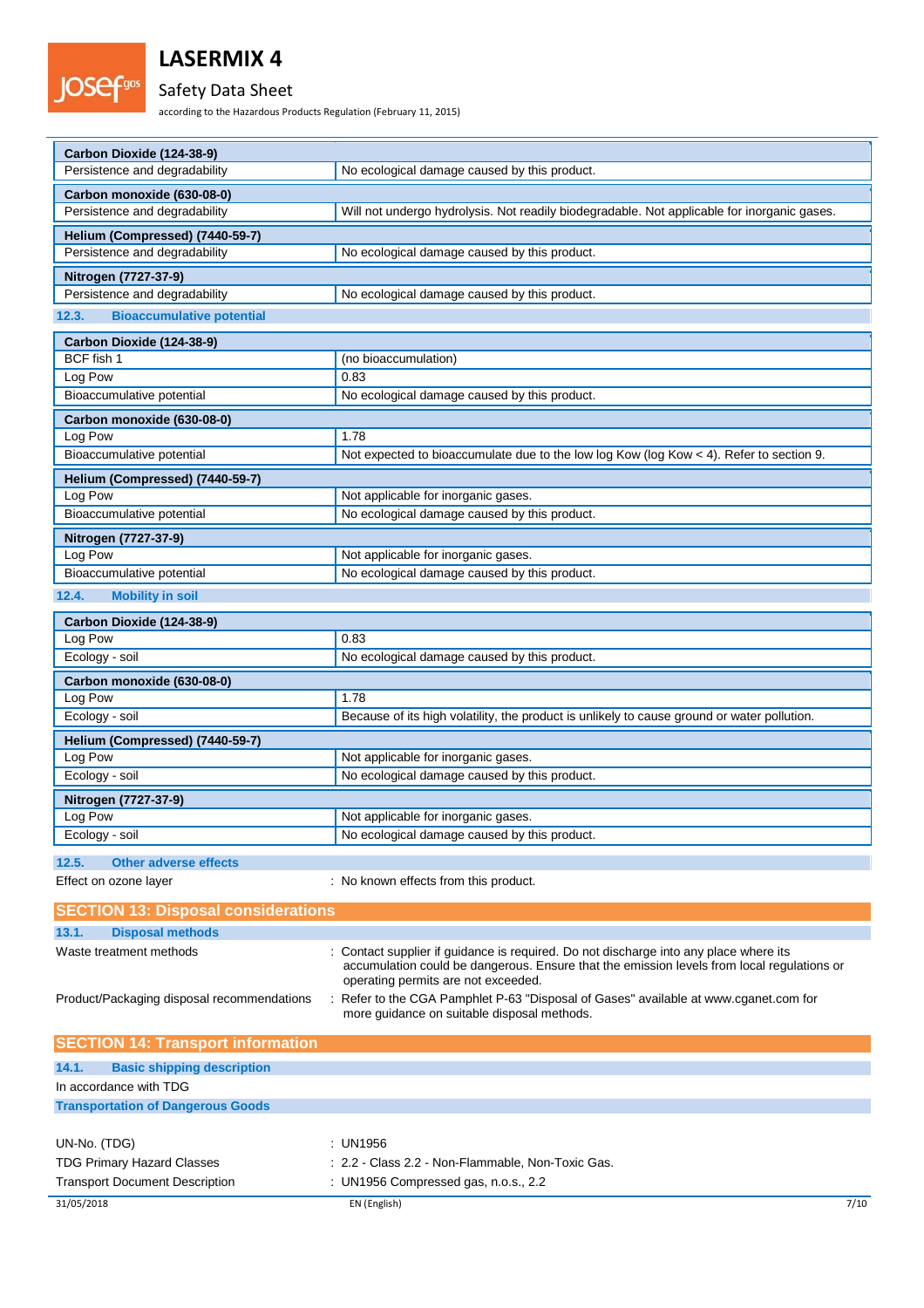| Carbon Dioxide (124-38-9) | |
|---|---|
| Persistence and degradability | No ecological damage caused by this product. |

| Carbon monoxide (630-08-0) | |
|---|---|
| Persistence and degradability | Will not undergo hydrolysis. Not readily biodegradable. Not applicable for inorganic gases. |

| Helium (Compressed) (7440-59-7) | |
|---|---|
| Persistence and degradability | No ecological damage caused by this product. |

| Nitrogen (7727-37-9) | |
|---|---|
| Persistence and degradability | No ecological damage caused by this product. |

### 12.3. Bioaccumulative potential

| Carbon Dioxide (124-38-9) | |
|---|---|
| BCF fish 1 | (no bioaccumulation) |
| Log Pow | 0.83 |
| Bioaccumulative potential | No ecological damage caused by this product. |

| Carbon monoxide (630-08-0) | |
|---|---|
| Log Pow | 1.78 |
| Bioaccumulative potential | Not expected to bioaccumulate due to the low log Kow (log Kow < 4). Refer to section 9. |

| Helium (Compressed) (7440-59-7) | |
|---|---|
| Log Pow | Not applicable for inorganic gases. |
| Bioaccumulative potential | No ecological damage caused by this product. |

| Nitrogen (7727-37-9) | |
|---|---|
| Log Pow | Not applicable for inorganic gases. |
| Bioaccumulative potential | No ecological damage caused by this product. |

### 12.4. Mobility in soil

| Carbon Dioxide (124-38-9) | |
|---|---|
| Log Pow | 0.83 |
| Ecology - soil | No ecological damage caused by this product. |

| Carbon monoxide (630-08-0) | |
|---|---|
| Log Pow | 1.78 |
| Ecology - soil | Because of its high volatility, the product is unlikely to cause ground or water pollution. |

| Helium (Compressed) (7440-59-7) | |
|---|---|
| Log Pow | Not applicable for inorganic gases. |
| Ecology - soil | No ecological damage caused by this product. |

| Nitrogen (7727-37-9) | |
|---|---|
| Log Pow | Not applicable for inorganic gases. |
| Ecology - soil | No ecological damage caused by this product. |

### 12.5. Other adverse effects

Effect on ozone layer : No known effects from this product.

## SECTION 13: Disposal considerations

### 13.1. Disposal methods

Waste treatment methods : Contact supplier if guidance is required. Do not discharge into any place where its accumulation could be dangerous. Ensure that the emission levels from local regulations or operating permits are not exceeded.

Product/Packaging disposal recommendations : Refer to the CGA Pamphlet P-63 "Disposal of Gases" available at www.cganet.com for more guidance on suitable disposal methods.

## SECTION 14: Transport information

### 14.1. Basic shipping description

In accordance with TDG

**Transportation of Dangerous Goods**

UN-No. (TDG) : UN1956

TDG Primary Hazard Classes : 2.2 - Class 2.2 - Non-Flammable, Non-Toxic Gas.

Transport Document Description : UN1956 Compressed gas, n.o.s., 2.2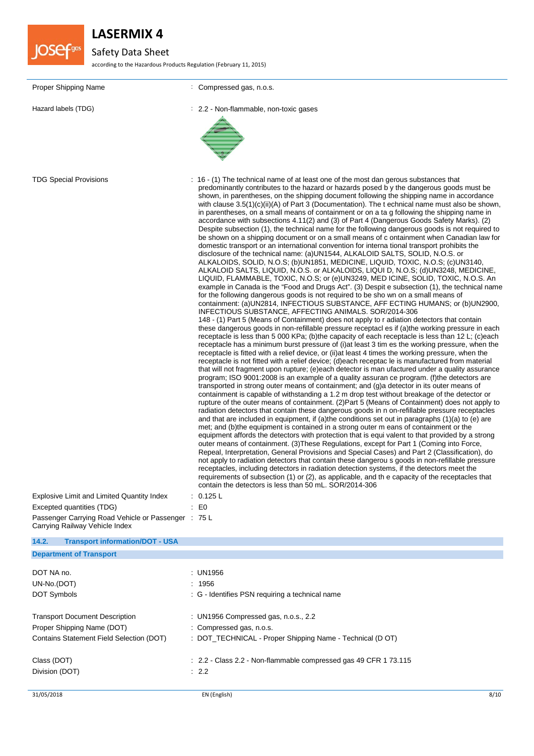| | |
|---|---|
| Proper Shipping Name | : Compressed gas, n.o.s. |
| Hazard labels (TDG) | : 2.2 - Non-flammable, non-toxic gases |
| TDG Special Provisions | : 16 - (1) The technical name of at least one of the most dan gerous substances that predominantly contributes to the hazard or hazards posed b y the dangerous goods must be shown, in parentheses, on the shipping document following the shipping name in accordance with clause 3.5(1)(c)(ii)(A) of Part 3 (Documentation). The t echnical name must also be shown, in parentheses, on a small means of containment or on a ta g following the shipping name in accordance with subsections 4.11(2) and (3) of Part 4 (Dangerous Goods Safety Marks). (2) Despite subsection (1), the technical name for the following dangerous goods is not required to be shown on a shipping document or on a small means of c ontainment when Canadian law for domestic transport or an international convention for interna tional transport prohibits the disclosure of the technical name: (a)UN1544, ALKALOID SALTS, SOLID, N.O.S. or ALKALOIDS, SOLID, N.O.S; (b)UN1851, MEDICINE, LIQUID, TOXIC, N.O.S; (c)UN3140, ALKALOID SALTS, LIQUID, N.O.S. or ALKALOIDS, LIQUI D, N.O.S; (d)UN3248, MEDICINE, LIQUID, FLAMMABLE, TOXIC, N.O.S; or (e)UN3249, MED ICINE, SOLID, TOXIC, N.O.S. An example in Canada is the "Food and Drugs Act". (3) Despit e subsection (1), the technical name for the following dangerous goods is not required to be sho wn on a small means of containment: (a)UN2814, INFECTIOUS SUBSTANCE, AFF ECTING HUMANS; or (b)UN2900, INFECTIOUS SUBSTANCE, AFFECTING ANIMALS. SOR/2014-306<br>148 - (1) Part 5 (Means of Containment) does not apply to r adiation detectors that contain these dangerous goods in non-refillable pressure receptacl es if (a)the working pressure in each receptacle is less than 5 000 KPa; (b)the capacity of each receptacle is less than 12 L; (c)each receptacle has a minimum burst pressure of (i)at least 3 tim es the working pressure, when the receptacle is fitted with a relief device, or (ii)at least 4 times the working pressure, when the receptacle is not fitted with a relief device; (d)each receptac le is manufactured from material that will not fragment upon rupture; (e)each detector is man ufactured under a quality assurance program; ISO 9001:2008 is an example of a quality assuran ce program. (f)the detectors are transported in strong outer means of containment; and (g)a detector in its outer means of containment is capable of withstanding a 1.2 m drop test without breakage of the detector or rupture of the outer means of containment. (2)Part 5 (Means of Containment) does not apply to radiation detectors that contain these dangerous goods in n on-refillable pressure receptacles and that are included in equipment, if (a)the conditions set out in paragraphs (1)(a) to (e) are met; and (b)the equipment is contained in a strong outer m eans of containment or the equipment affords the detectors with protection that is equi valent to that provided by a strong outer means of containment. (3)These Regulations, except for Part 1 (Coming into Force, Repeal, Interpretation, General Provisions and Special Cases) and Part 2 (Classification), do not apply to radiation detectors that contain these dangerou s goods in non-refillable pressure receptacles, including detectors in radiation detection systems, if the detectors meet the requirements of subsection (1) or (2), as applicable, and th e capacity of the receptacles that contain the detectors is less than 50 mL. SOR/2014-306 |
| Explosive Limit and Limited Quantity Index | : 0.125 L |
| Excepted quantities (TDG) | : E0 |
| Passenger Carrying Road Vehicle or Passenger Carrying Railway Vehicle Index | : 75 L |

## 14.2. Transport information/DOT - USA

### Department of Transport

| | |
|---|---|
| DOT NA no. | : UN1956 |
| UN-No.(DOT) | : 1956 |
| DOT Symbols | : G - Identifies PSN requiring a technical name |
| Transport Document Description | : UN1956 Compressed gas, n.o.s., 2.2 |
| Proper Shipping Name (DOT) | : Compressed gas, n.o.s. |
| Contains Statement Field Selection (DOT) | : DOT_TECHNICAL - Proper Shipping Name - Technical (D OT) |
| Class (DOT) | : 2.2 - Class 2.2 - Non-flammable compressed gas 49 CFR 1 73.115 |
| Division (DOT) | : 2.2 |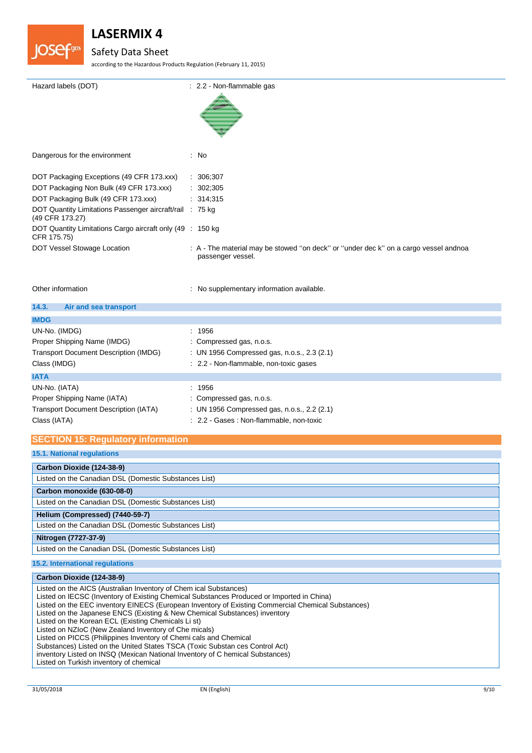Hazard labels (DOT) : 2.2 - Non-flammable gas

Dangerous for the environment : No

DOT Packaging Exceptions (49 CFR 173.xxx) : 306;307

DOT Packaging Non Bulk (49 CFR 173.xxx) : 302;305

DOT Packaging Bulk (49 CFR 173.xxx) : 314;315

DOT Quantity Limitations Passenger aircraft/rail (49 CFR 173.27) : 75 kg

DOT Quantity Limitations Cargo aircraft only (49 CFR 175.75) : 150 kg

DOT Vessel Stowage Location : A - The material may be stowed ''on deck'' or ''under dec k'' on a cargo vessel andnoa passenger vessel.

Other information : No supplementary information available.

### 14.3. Air and sea transport

**IMDG**

UN-No. (IMDG) : 1956

Proper Shipping Name (IMDG) : Compressed gas, n.o.s.

Transport Document Description (IMDG) : UN 1956 Compressed gas, n.o.s., 2.3 (2.1)

Class (IMDG) : 2.2 - Non-flammable, non-toxic gases

**IATA**

UN-No. (IATA) : 1956

Proper Shipping Name (IATA) : Compressed gas, n.o.s.

Transport Document Description (IATA) : UN 1956 Compressed gas, n.o.s., 2.2 (2.1)

Class (IATA) : 2.2 - Gases : Non-flammable, non-toxic

## SECTION 15: Regulatory information

### 15.1. National regulations

**Carbon Dioxide (124-38-9)**

Listed on the Canadian DSL (Domestic Substances List)

**Carbon monoxide (630-08-0)**

Listed on the Canadian DSL (Domestic Substances List)

**Helium (Compressed) (7440-59-7)**

Listed on the Canadian DSL (Domestic Substances List)

**Nitrogen (7727-37-9)**

Listed on the Canadian DSL (Domestic Substances List)

### 15.2. International regulations

**Carbon Dioxide (124-38-9)**

Listed on the AICS (Australian Inventory of Chem ical Substances)
Listed on IECSC (Inventory of Existing Chemical Substances Produced or Imported in China)
Listed on the EEC inventory EINECS (European Inventory of Existing Commercial Chemical Substances)
Listed on the Japanese ENCS (Existing & New Chemical Substances) inventory
Listed on the Korean ECL (Existing Chemicals Li st)
Listed on NZIoC (New Zealand Inventory of Che micals)
Listed on PICCS (Philippines Inventory of Chemi cals and Chemical
Substances) Listed on the United States TSCA (Toxic Substan ces Control Act)
inventory Listed on INSQ (Mexican National Inventory of C hemical Substances)
Listed on Turkish inventory of chemical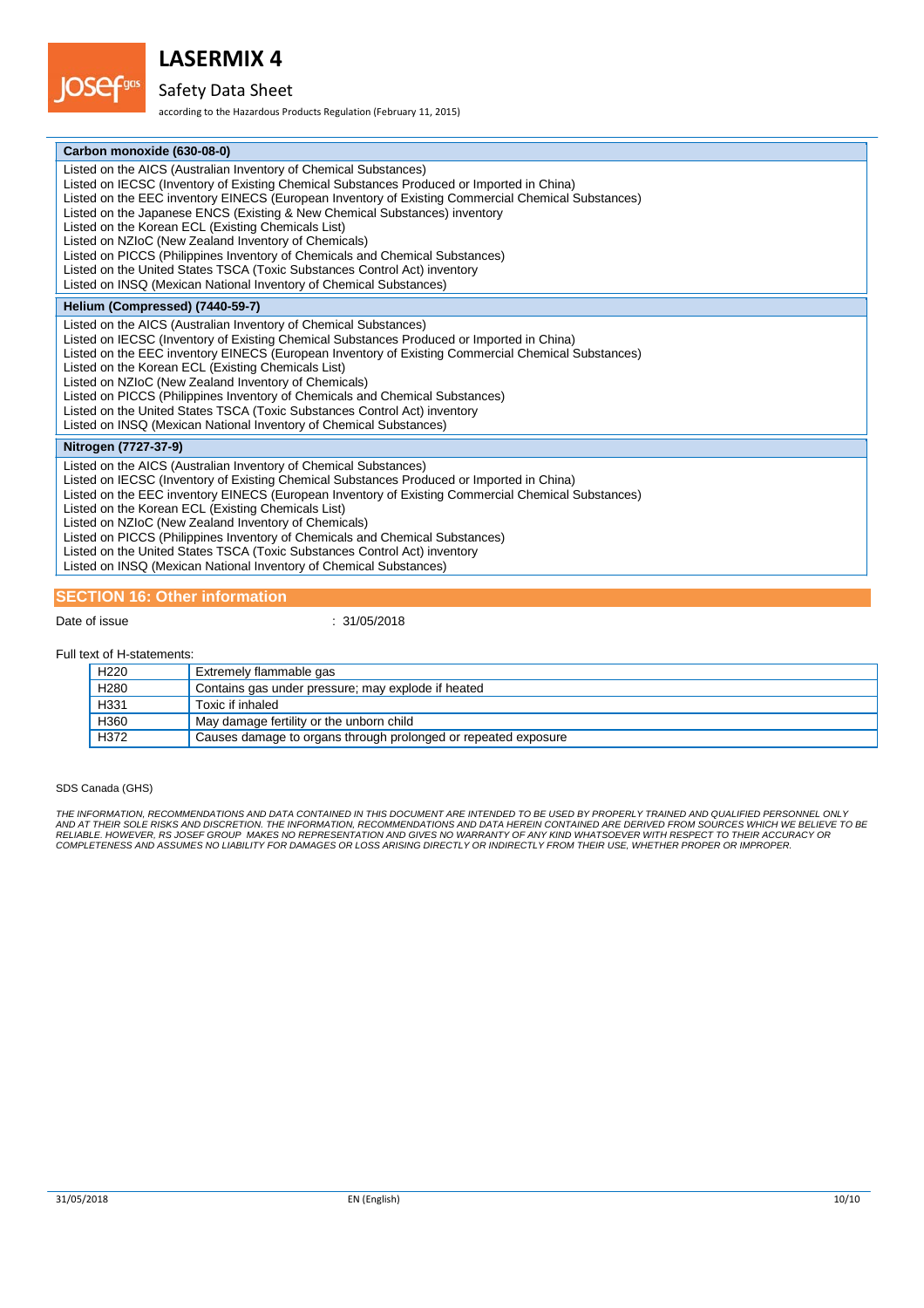**Carbon monoxide (630-08-0)**

Listed on the AICS (Australian Inventory of Chemical Substances)
Listed on IECSC (Inventory of Existing Chemical Substances Produced or Imported in China)
Listed on the EEC inventory EINECS (European Inventory of Existing Commercial Chemical Substances)
Listed on the Japanese ENCS (Existing & New Chemical Substances) inventory
Listed on the Korean ECL (Existing Chemicals List)
Listed on NZIoC (New Zealand Inventory of Chemicals)
Listed on PICCS (Philippines Inventory of Chemicals and Chemical Substances)
Listed on the United States TSCA (Toxic Substances Control Act) inventory
Listed on INSQ (Mexican National Inventory of Chemical Substances)

**Helium (Compressed) (7440-59-7)**

Listed on the AICS (Australian Inventory of Chemical Substances)
Listed on IECSC (Inventory of Existing Chemical Substances Produced or Imported in China)
Listed on the EEC inventory EINECS (European Inventory of Existing Commercial Chemical Substances)
Listed on the Korean ECL (Existing Chemicals List)
Listed on NZIoC (New Zealand Inventory of Chemicals)
Listed on PICCS (Philippines Inventory of Chemicals and Chemical Substances)
Listed on the United States TSCA (Toxic Substances Control Act) inventory
Listed on INSQ (Mexican National Inventory of Chemical Substances)

**Nitrogen (7727-37-9)**

Listed on the AICS (Australian Inventory of Chemical Substances)
Listed on IECSC (Inventory of Existing Chemical Substances Produced or Imported in China)
Listed on the EEC inventory EINECS (European Inventory of Existing Commercial Chemical Substances)
Listed on the Korean ECL (Existing Chemicals List)
Listed on NZIoC (New Zealand Inventory of Chemicals)
Listed on PICCS (Philippines Inventory of Chemicals and Chemical Substances)
Listed on the United States TSCA (Toxic Substances Control Act) inventory
Listed on INSQ (Mexican National Inventory of Chemical Substances)

## SECTION 16: Other information

Date of issue : 31/05/2018

Full text of H-statements:

| | |
|---|---|
| H220 | Extremely flammable gas |
| H280 | Contains gas under pressure; may explode if heated |
| H331 | Toxic if inhaled |
| H360 | May damage fertility or the unborn child |
| H372 | Causes damage to organs through prolonged or repeated exposure |

SDS Canada (GHS)

*THE INFORMATION, RECOMMENDATIONS AND DATA CONTAINED IN THIS DOCUMENT ARE INTENDED TO BE USED BY PROPERLY TRAINED AND QUALIFIED PERSONNEL ONLY AND AT THEIR SOLE RISKS AND DISCRETION. THE INFORMATION, RECOMMENDATIONS AND DATA HEREIN CONTAINED ARE DERIVED FROM SOURCES WHICH WE BELIEVE TO BE RELIABLE. HOWEVER, RS JOSEF GROUP MAKES NO REPRESENTATION AND GIVES NO WARRANTY OF ANY KIND WHATSOEVER WITH RESPECT TO THEIR ACCURACY OR COMPLETENESS AND ASSUMES NO LIABILITY FOR DAMAGES OR LOSS ARISING DIRECTLY OR INDIRECTLY FROM THEIR USE, WHETHER PROPER OR IMPROPER.*